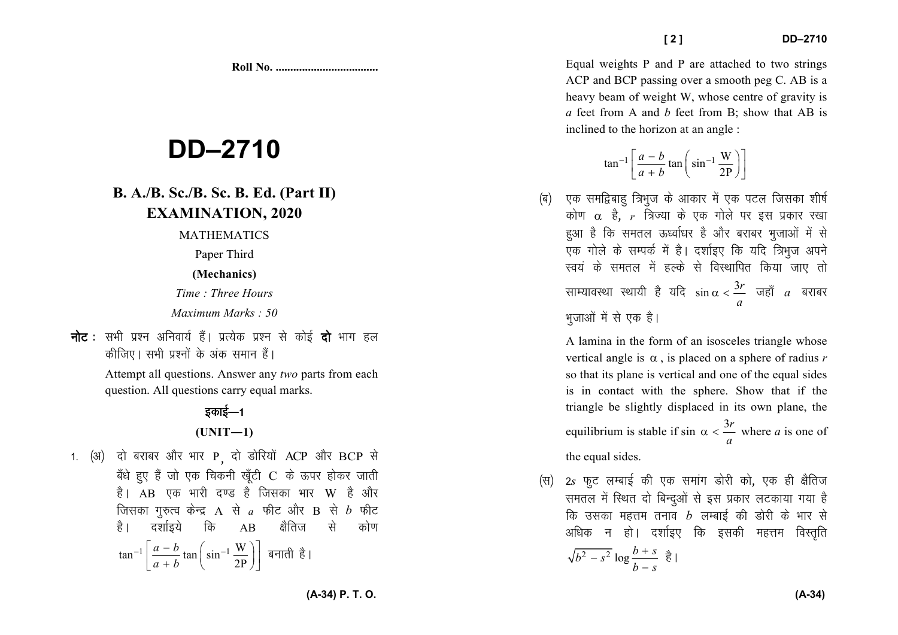**Roll No. ..................................**

# DD–2710

## B. A./B. Sc./B. Sc. B. Ed. (Part II) EXAMINATION, 2020

MATHEMATICS

Paper Third

**(Mechanics)**

*Time : Three Hours*

*Maximum Marks : 50*

**नोट :** सभी प्रश्न अनिवार्य हैं। प्रत्येक प्रश्न से कोई **दो** भाग हल कीजिए। सभी प्रश्नों के अंक समान हैं।

Attempt all questions. Answer any *two* parts from each question. All questions carry equal marks.

### इकाई—1

### (UNIT—1)

1. (अ) दो बराबर और भार P, दो डोरियों ACP और BCP से बँधे हुए हैं जो एक चिकनी खूँटी C के ऊपर होकर जाती है। AB एक भारी दण्ड है जिसका भार W है और जिसका गुरुत्व केन्द्र A से $a$ फीट और B से $b$ फीट है। दर्शाइये कि AB क्षैतिज से कोण $\tan^{-1}\left[\frac{a-b}{a+b}\tan\left(\sin^{-1}\frac{W}{2P}\right)\right]$ बनाती है।

Equal weights P and P are attached to two strings ACP and BCP passing over a smooth peg C. AB is a heavy beam of weight W, whose centre of gravity is $a$ feet from A and $b$ feet from B; show that AB is inclined to the horizon at an angle :

$$\tan^{-1}\left[\frac{a-b}{a+b}\tan\left(\sin^{-1}\frac{W}{2P}\right)\right]$$

(ब) एक समद्विबाहु त्रिभुज के आकार में एक पटल जिसका शीर्ष कोण $\alpha$ है, $r$ त्रिज्या के एक गोले पर इस प्रकार रखा हुआ है कि समतल ऊर्ध्वाधर है और बराबर भुजाओं में से एक गोले के सम्पर्क में है। दर्शाइए कि यदि त्रिभुज अपने स्वयं के समतल में हल्के से विस्थापित किया जाए तो साम्यावस्था स्थायी है यदि $\sin\alpha < \frac{3r}{a}$ जहाँ $a$ बराबर भुजाओं में से एक है।

A lamina in the form of an isosceles triangle whose vertical angle is $\alpha$, is placed on a sphere of radius $r$ so that its plane is vertical and one of the equal sides is in contact with the sphere. Show that if the triangle be slightly displaced in its own plane, the equilibrium is stable if $\sin\alpha < \frac{3r}{a}$ where $a$ is one of the equal sides.

(स) $2s$ फुट लम्बाई की एक समांग डोरी को, एक ही क्षैतिज समतल में स्थित दो बिन्दुओं से इस प्रकार लटकाया गया है कि उसका महत्तम तनाव $b$ लम्बाई की डोरी के भार से अधिक न हो। दर्शाइए कि इसकी महत्तम विस्तृति $\sqrt{b^2 - s^2}\log\frac{b+s}{b-s}$ है।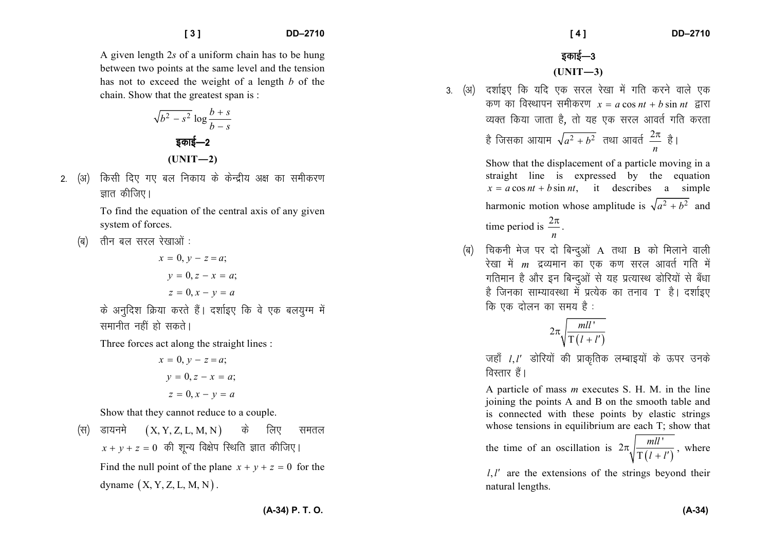A given length $2s$ of a uniform chain has to be hung between two points at the same level and the tension has not to exceed the weight of a length $b$ of the chain. Show that the greatest span is :

$$\sqrt{b^2 - s^2} \log \frac{b+s}{b-s}$$

## इकाई—2

## (UNIT—2)

2. (अ) किसी दिए गए बल निकाय के केन्द्रीय अक्ष का समीकरण ज्ञात कीजिए।

   To find the equation of the central axis of any given system of forces.

   (ब) तीन बल सरल रेखाओं :

$$x = 0, y - z = a;$$
$$y = 0, z - x = a;$$
$$z = 0, x - y = a$$

   के अनुदिश क्रिया करते हैं। दर्शाइए कि वे एक बलयुग्म में समानीत नहीं हो सकते।

   Three forces act along the straight lines :

$$x = 0, y - z = a;$$
$$y = 0, z - x = a;$$
$$z = 0, x - y = a$$

   Show that they cannot reduce to a couple.

   (स) डायनमे $(X, Y, Z, L, M, N)$ के लिए समतल $x + y + z = 0$ की शून्य विक्षेप स्थिति ज्ञात कीजिए।

   Find the null point of the plane $x + y + z = 0$ for the dyname $(X, Y, Z, L, M, N)$.

## इकाई—3

## (UNIT—3)

3. (अ) दर्शाइए कि यदि एक सरल रेखा में गति करने वाले एक कण का विस्थापन समीकरण $x = a\cos nt + b\sin nt$ द्वारा व्यक्त किया जाता है, तो यह एक सरल आवर्त गति करता है जिसका आयाम $\sqrt{a^2 + b^2}$ तथा आवर्त $\frac{2\pi}{n}$ है।

   Show that the displacement of a particle moving in a straight line is expressed by the equation $x = a\cos nt + b\sin nt$, it describes a simple harmonic motion whose amplitude is $\sqrt{a^2 + b^2}$ and time period is $\frac{2\pi}{n}$.

   (ब) चिकनी मेज पर दो बिन्दुओं A तथा B को मिलाने वाली रेखा में $m$ द्रव्यमान का एक कण सरल आवर्त गति में गतिमान है और इन बिन्दुओं से यह प्रत्यास्थ डोरियों से बँधा है जिनका साम्यावस्था में प्रत्येक का तनाव T है। दर्शाइए कि एक दोलन का समय है :

$$2\pi\sqrt{\frac{mll'}{T(l + l')}}$$

   जहाँ $l, l'$ डोरियों की प्राकृतिक लम्बाइयों के ऊपर उनके विस्तार हैं।

   A particle of mass $m$ executes S. H. M. in the line joining the points A and B on the smooth table and is connected with these points by elastic strings whose tensions in equilibrium are each T; show that the time of an oscillation is $2\pi\sqrt{\frac{mll'}{T(l + l')}}$, where $l, l'$ are the extensions of the strings beyond their natural lengths.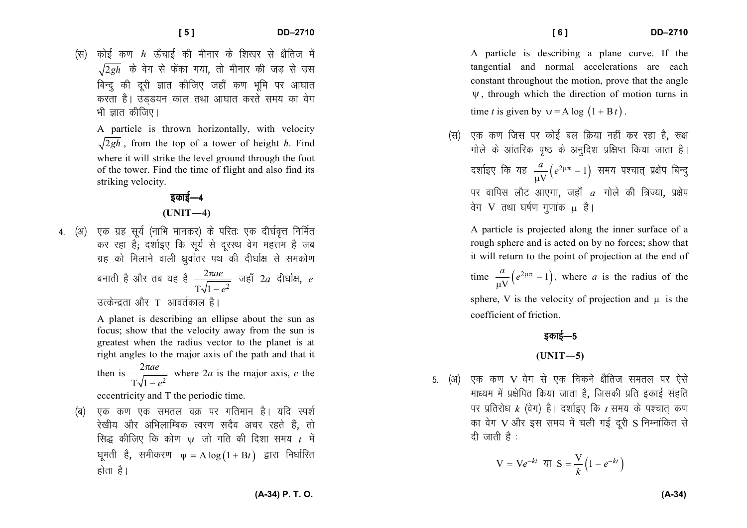(स) कोई कण $h$ ऊँचाई की मीनार के शिखर से क्षैतिज में $\sqrt{2gh}$ के वेग से फेंका गया, तो मीनार की जड़ से उस बिन्दु की दूरी ज्ञात कीजिए जहाँ कण भूमि पर आघात करता है। उड्डयन काल तथा आघात करते समय का वेग भी ज्ञात कीजिए।

A particle is thrown horizontally, with velocity $\sqrt{2gh}$, from the top of a tower of height $h$. Find where it will strike the level ground through the foot of the tower. Find the time of flight and also find its striking velocity.

## इकाई—4

## (UNIT—4)

4. (अ) एक ग्रह सूर्य (नाभि मानकर) के परितः एक दीर्घवृत्त निर्मित कर रहा है; दर्शाइए कि सूर्य से दूरस्थ वेग महत्तम है जब ग्रह को मिलाने वाली ध्रुवांतर पथ की दीर्घाक्ष से समकोण बनाती है और तब यह है $\dfrac{2\pi ae}{T\sqrt{1-e^2}}$ जहाँ $2a$ दीर्घाक्ष, $e$ उत्केन्द्रता और $T$ आवर्तकाल है।

A planet is describing an ellipse about the sun as focus; show that the velocity away from the sun is greatest when the radius vector to the planet is at right angles to the major axis of the path and that it then is $\dfrac{2\pi ae}{T\sqrt{1-e^2}}$ where $2a$ is the major axis, $e$ the eccentricity and $T$ the periodic time.

(ब) एक कण एक समतल वक्र पर गतिमान है। यदि स्पर्श रेखीय और अभिलाम्बिक त्वरण सदैव अचर रहते हैं, तो सिद्ध कीजिए कि कोण $\psi$ जो गति की दिशा समय $t$ में घूमती है, समीकरण $\psi = A\log(1+Bt)$ द्वारा निर्धारित होता है।

A particle is describing a plane curve. If the tangential and normal accelerations are each constant throughout the motion, prove that the angle $\psi$, through which the direction of motion turns in time $t$ is given by $\psi = A\log(1+Bt)$.

(स) एक कण जिस पर कोई बल क्रिया नहीं कर रहा है, रूक्ष गोले के आंतरिक पृष्ठ के अनुदिश प्रक्षिप्त किया जाता है। दर्शाइए कि यह $\dfrac{a}{\mu V}\left(e^{2\mu\pi}-1\right)$ समय पश्चात् प्रक्षेप बिन्दु पर वापिस लौट आएगा, जहाँ $a$ गोले की त्रिज्या, प्रक्षेप वेग $V$ तथा घर्षण गुणांक $\mu$ है।

A particle is projected along the inner surface of a rough sphere and is acted on by no forces; show that it will return to the point of projection at the end of time $\dfrac{a}{\mu V}\left(e^{2\mu\pi}-1\right)$, where $a$ is the radius of the sphere, $V$ is the velocity of projection and $\mu$ is the coefficient of friction.

## इकाई—5

## (UNIT—5)

5. (अ) एक कण V वेग से एक चिकने क्षैतिज समतल पर ऐसे माध्यम में प्रक्षेपित किया जाता है, जिसकी प्रति इकाई संहति पर प्रतिरोध $k$ (वेग) है। दर्शाइए कि $t$ समय के पश्चात् कण का वेग V और इस समय में चली गई दूरी S निम्नांकित से दी जाती है :

$$V = Ve^{-kt} \text{ या } S = \frac{V}{k}\left(1-e^{-kt}\right)$$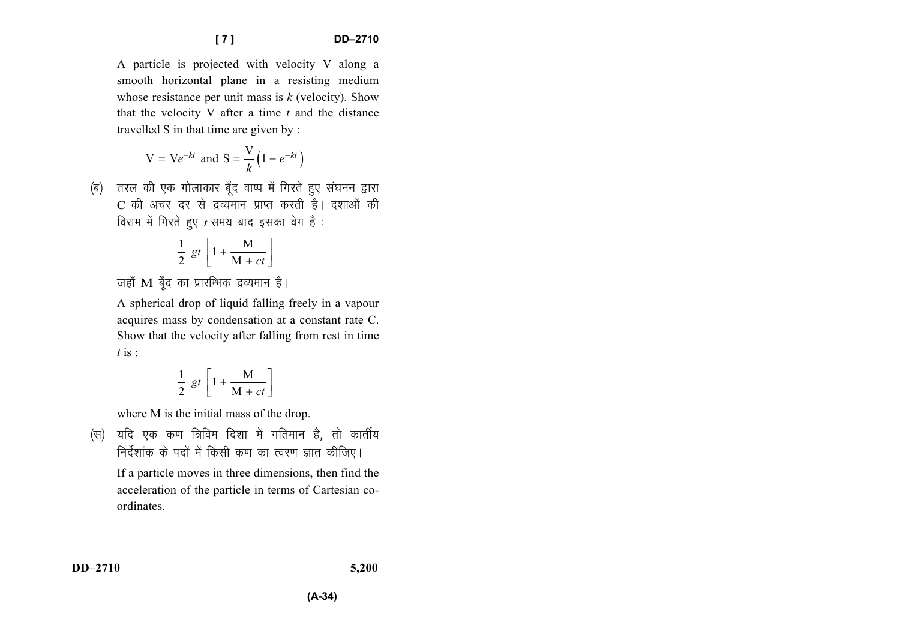A particle is projected with velocity V along a smooth horizontal plane in a resisting medium whose resistance per unit mass is $k$ (velocity). Show that the velocity V after a time $t$ and the distance travelled S in that time are given by :

$$V = Ve^{-kt} \text{ and } S = \frac{V}{k}\left(1 - e^{-kt}\right)$$

(ब) तरल की एक गोलाकार बूँद वाष्प में गिरते हुए संघनन द्वारा C की अचर दर से द्रव्यमान प्राप्त करती है। दशाओं की विराम में गिरते हुए $t$ समय बाद इसका वेग है :

$$\frac{1}{2}\ gt\left[1 + \frac{M}{M + ct}\right]$$

जहाँ M बूँद का प्रारम्भिक द्रव्यमान है।

A spherical drop of liquid falling freely in a vapour acquires mass by condensation at a constant rate C. Show that the velocity after falling from rest in time $t$ is :

$$\frac{1}{2}\ gt\left[1 + \frac{M}{M + ct}\right]$$

where M is the initial mass of the drop.

(स) यदि एक कण त्रिविम दिशा में गतिमान है, तो कार्तीय निर्देशांक के पदों में किसी कण का त्वरण ज्ञात कीजिए।

If a particle moves in three dimensions, then find the acceleration of the particle in terms of Cartesian co-ordinates.

DD–2710 5,200